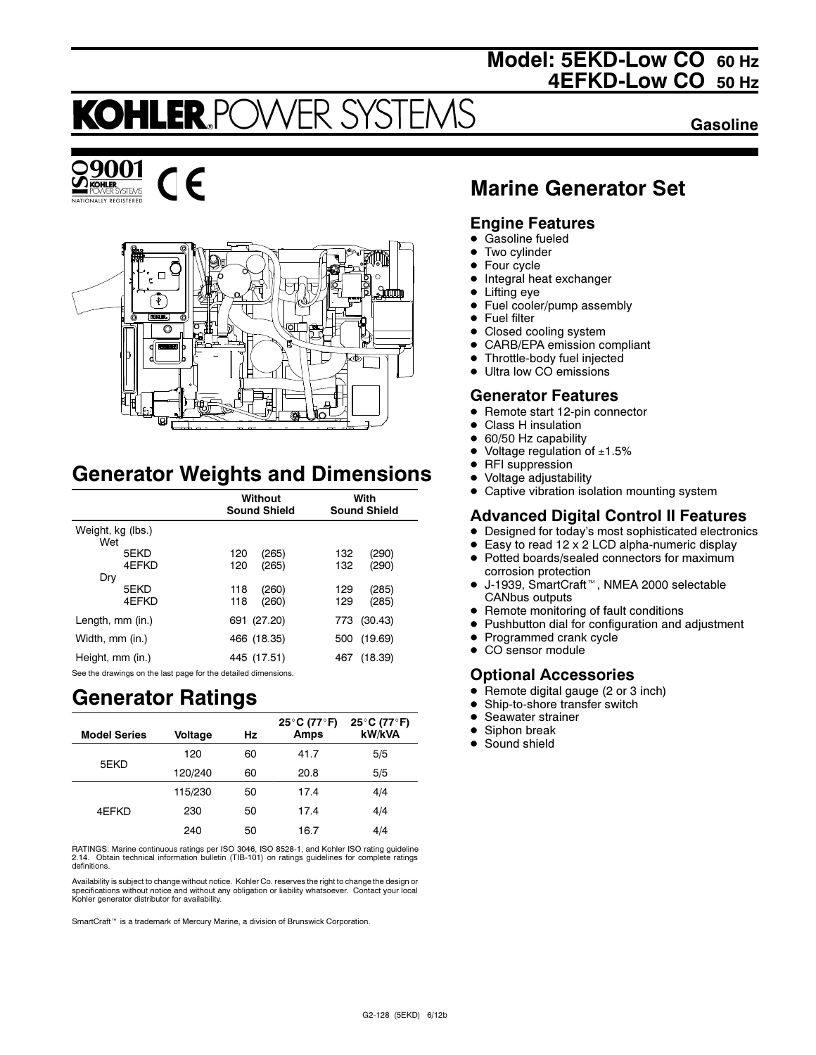# Model: 5EKD-Low CO 60 Hz
# 4EFKD-Low CO 50 Hz

# KOHLER POWER SYSTEMS

**Gasoline**

ISO 9001 KOHLER POWER SYSTEMS NATIONALLY REGISTERED

## Marine Generator Set

### Engine Features

- Gasoline fueled
- Two cylinder
- Four cycle
- Integral heat exchanger
- Lifting eye
- Fuel cooler/pump assembly
- Fuel filter
- Closed cooling system
- CARB/EPA emission compliant
- Throttle-body fuel injected
- Ultra low CO emissions

### Generator Features

- Remote start 12-pin connector
- Class H insulation
- 60/50 Hz capability
- Voltage regulation of ±1.5%
- RFI suppression
- Voltage adjustability
- Captive vibration isolation mounting system

### Advanced Digital Control II Features

- Designed for today's most sophisticated electronics
- Easy to read 12 x 2 LCD alpha-numeric display
- Potted boards/sealed connectors for maximum corrosion protection
- J-1939, SmartCraft™, NMEA 2000 selectable CANbus outputs
- Remote monitoring of fault conditions
- Pushbutton dial for configuration and adjustment
- Programmed crank cycle
- CO sensor module

### Optional Accessories

- Remote digital gauge (2 or 3 inch)
- Ship-to-shore transfer switch
- Seawater strainer
- Siphon break
- Sound shield

## Generator Weights and Dimensions

| | Without Sound Shield | With Sound Shield |
|---|---|---|
| Weight, kg (lbs.) | | |
| Wet | | |
| 5EKD | 120 (265) | 132 (290) |
| 4EFKD | 120 (265) | 132 (290) |
| Dry | | |
| 5EKD | 118 (260) | 129 (285) |
| 4EFKD | 118 (260) | 129 (285) |
| Length, mm (in.) | 691 (27.20) | 773 (30.43) |
| Width, mm (in.) | 466 (18.35) | 500 (19.69) |
| Height, mm (in.) | 445 (17.51) | 467 (18.39) |

See the drawings on the last page for the detailed dimensions.

## Generator Ratings

| Model Series | Voltage | Hz | 25°C (77°F) Amps | 25°C (77°F) kW/kVA |
|---|---|---|---|---|
| 5EKD | 120 | 60 | 41.7 | 5/5 |
| | 120/240 | 60 | 20.8 | 5/5 |
| 4EFKD | 115/230 | 50 | 17.4 | 4/4 |
| | 230 | 50 | 17.4 | 4/4 |
| | 240 | 50 | 16.7 | 4/4 |

RATINGS: Marine continuous ratings per ISO 3046, ISO 8528-1, and Kohler ISO rating guideline 2.14. Obtain technical information bulletin (TIB-101) on ratings guidelines for complete ratings definitions.

Availability is subject to change without notice. Kohler Co. reserves the right to change the design or specifications without notice and without any obligation or liability whatsoever. Contact your local Kohler generator distributor for availability.

SmartCraft™ is a trademark of Mercury Marine, a division of Brunswick Corporation.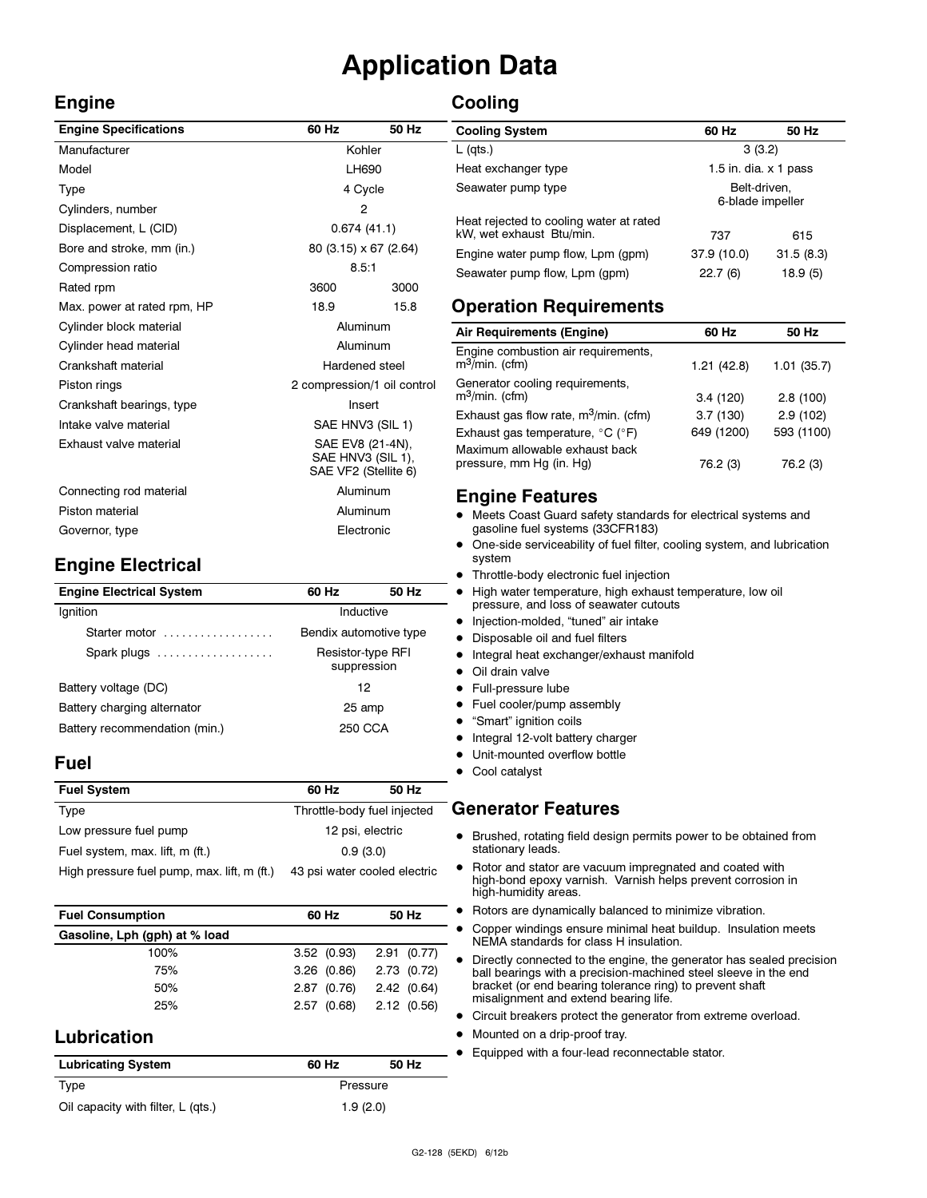# Application Data

## Engine

| Engine Specifications | 60 Hz | 50 Hz |
|---|---|---|
| Manufacturer | Kohler | |
| Model | LH690 | |
| Type | 4 Cycle | |
| Cylinders, number | 2 | |
| Displacement, L (CID) | 0.674 (41.1) | |
| Bore and stroke, mm (in.) | 80 (3.15) x 67 (2.64) | |
| Compression ratio | 8.5:1 | |
| Rated rpm | 3600 | 3000 |
| Max. power at rated rpm, HP | 18.9 | 15.8 |
| Cylinder block material | Aluminum | |
| Cylinder head material | Aluminum | |
| Crankshaft material | Hardened steel | |
| Piston rings | 2 compression/1 oil control | |
| Crankshaft bearings, type | Insert | |
| Intake valve material | SAE HNV3 (SIL 1) | |
| Exhaust valve material | SAE EV8 (21-4N), SAE HNV3 (SIL 1), SAE VF2 (Stellite 6) | |
| Connecting rod material | Aluminum | |
| Piston material | Aluminum | |
| Governor, type | Electronic | |

## Engine Electrical

| Engine Electrical System | 60 Hz | 50 Hz |
|---|---|---|
| Ignition | Inductive | |
| Starter motor | Bendix automotive type | |
| Spark plugs | Resistor-type RFI suppression | |
| Battery voltage (DC) | 12 | |
| Battery charging alternator | 25 amp | |
| Battery recommendation (min.) | 250 CCA | |

## Fuel

| Fuel System | 60 Hz | 50 Hz |
|---|---|---|
| Type | Throttle-body fuel injected | |
| Low pressure fuel pump | 12 psi, electric | |
| Fuel system, max. lift, m (ft.) | 0.9 (3.0) | |
| High pressure fuel pump, max. lift, m (ft.) | 43 psi water cooled electric | |

| Fuel Consumption | 60 Hz | 50 Hz |
|---|---|---|
| **Gasoline, Lph (gph) at % load** | | |
| 100% | 3.52 (0.93) | 2.91 (0.77) |
| 75% | 3.26 (0.86) | 2.73 (0.72) |
| 50% | 2.87 (0.76) | 2.42 (0.64) |
| 25% | 2.57 (0.68) | 2.12 (0.56) |

## Lubrication

| Lubricating System | 60 Hz | 50 Hz |
|---|---|---|
| Type | Pressure | |
| Oil capacity with filter, L (qts.) | 1.9 (2.0) | |

## Cooling

| Cooling System | 60 Hz | 50 Hz |
|---|---|---|
| L (qts.) | 3 (3.2) | |
| Heat exchanger type | 1.5 in. dia. x 1 pass | |
| Seawater pump type | Belt-driven, 6-blade impeller | |
| Heat rejected to cooling water at rated kW, wet exhaust Btu/min. | 737 | 615 |
| Engine water pump flow, Lpm (gpm) | 37.9 (10.0) | 31.5 (8.3) |
| Seawater pump flow, Lpm (gpm) | 22.7 (6) | 18.9 (5) |

## Operation Requirements

| Air Requirements (Engine) | 60 Hz | 50 Hz |
|---|---|---|
| Engine combustion air requirements, $m^3$/min. (cfm) | 1.21 (42.8) | 1.01 (35.7) |
| Generator cooling requirements, $m^3$/min. (cfm) | 3.4 (120) | 2.8 (100) |
| Exhaust gas flow rate, $m^3$/min. (cfm) | 3.7 (130) | 2.9 (102) |
| Exhaust gas temperature, °C (°F) | 649 (1200) | 593 (1100) |
| Maximum allowable exhaust back pressure, mm Hg (in. Hg) | 76.2 (3) | 76.2 (3) |

## Engine Features

- Meets Coast Guard safety standards for electrical systems and gasoline fuel systems (33CFR183)
- One-side serviceability of fuel filter, cooling system, and lubrication system
- Throttle-body electronic fuel injection
- High water temperature, high exhaust temperature, low oil pressure, and loss of seawater cutouts
- Injection-molded, "tuned" air intake
- Disposable oil and fuel filters
- Integral heat exchanger/exhaust manifold
- Oil drain valve
- Full-pressure lube
- Fuel cooler/pump assembly
- "Smart" ignition coils
- Integral 12-volt battery charger
- Unit-mounted overflow bottle
- Cool catalyst

## Generator Features

- Brushed, rotating field design permits power to be obtained from stationary leads.
- Rotor and stator are vacuum impregnated and coated with high-bond epoxy varnish. Varnish helps prevent corrosion in high-humidity areas.
- Rotors are dynamically balanced to minimize vibration.
- Copper windings ensure minimal heat buildup. Insulation meets NEMA standards for class H insulation.
- Directly connected to the engine, the generator has sealed precision ball bearings with a precision-machined steel sleeve in the end bracket (or end bearing tolerance ring) to prevent shaft misalignment and extend bearing life.
- Circuit breakers protect the generator from extreme overload.
- Mounted on a drip-proof tray.
- Equipped with a four-lead reconnectable stator.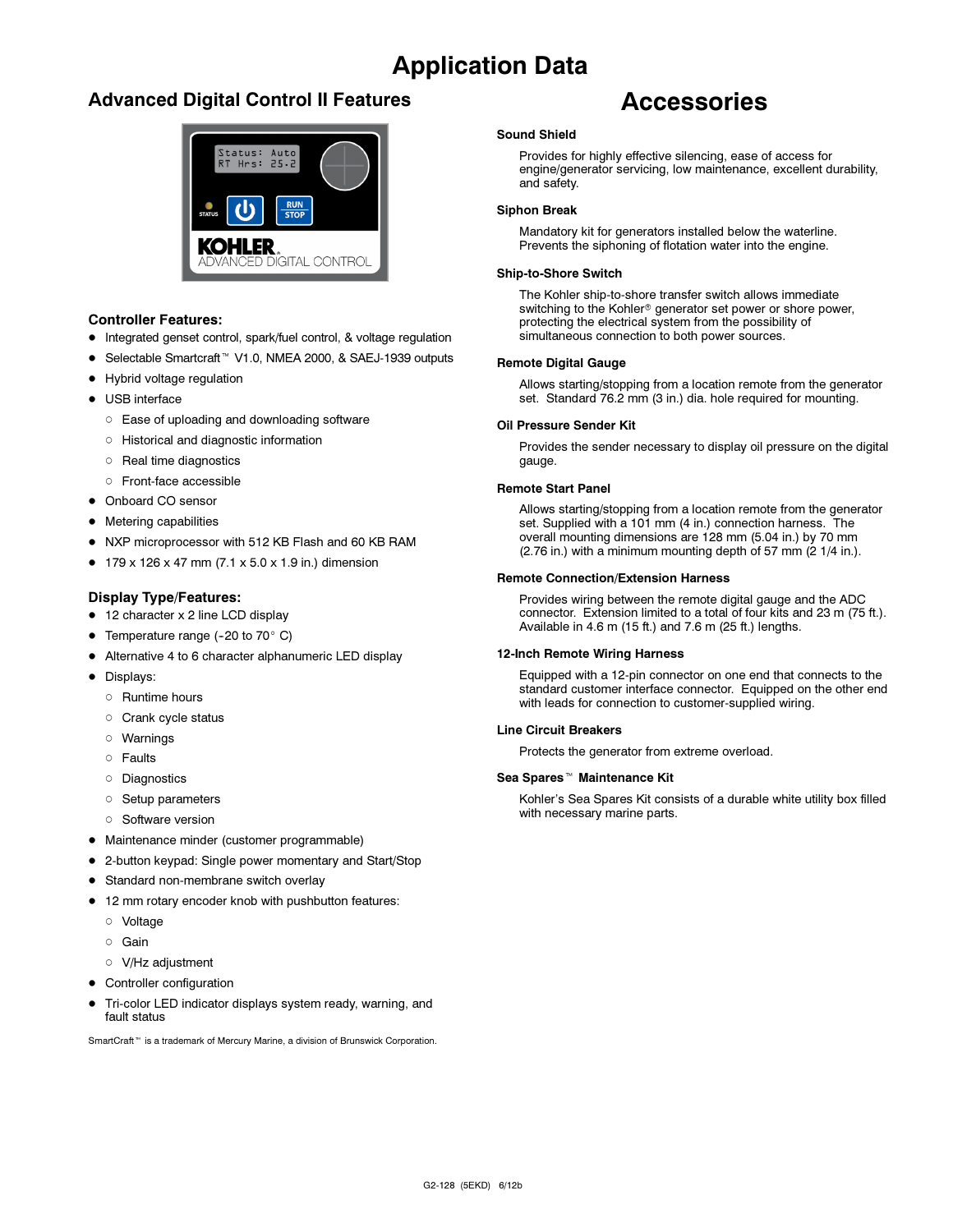# Application Data

## Advanced Digital Control II Features

### Controller Features:

- Integrated genset control, spark/fuel control, & voltage regulation
- Selectable Smartcraft™ V1.0, NMEA 2000, & SAEJ-1939 outputs
- Hybrid voltage regulation
- USB interface
  - Ease of uploading and downloading software
  - Historical and diagnostic information
  - Real time diagnostics
  - Front-face accessible
- Onboard CO sensor
- Metering capabilities
- NXP microprocessor with 512 KB Flash and 60 KB RAM
- 179 x 126 x 47 mm (7.1 x 5.0 x 1.9 in.) dimension

### Display Type/Features:

- 12 character x 2 line LCD display
- Temperature range (-20 to 70° C)
- Alternative 4 to 6 character alphanumeric LED display
- Displays:
  - Runtime hours
  - Crank cycle status
  - Warnings
  - Faults
  - Diagnostics
  - Setup parameters
  - Software version
- Maintenance minder (customer programmable)
- 2-button keypad: Single power momentary and Start/Stop
- Standard non-membrane switch overlay
- 12 mm rotary encoder knob with pushbutton features:
  - Voltage
  - Gain
  - V/Hz adjustment
- Controller configuration
- Tri-color LED indicator displays system ready, warning, and fault status

SmartCraft™ is a trademark of Mercury Marine, a division of Brunswick Corporation.

## Accessories

### Sound Shield

Provides for highly effective silencing, ease of access for engine/generator servicing, low maintenance, excellent durability, and safety.

### Siphon Break

Mandatory kit for generators installed below the waterline. Prevents the siphoning of flotation water into the engine.

### Ship-to-Shore Switch

The Kohler ship-to-shore transfer switch allows immediate switching to the Kohler® generator set power or shore power, protecting the electrical system from the possibility of simultaneous connection to both power sources.

### Remote Digital Gauge

Allows starting/stopping from a location remote from the generator set. Standard 76.2 mm (3 in.) dia. hole required for mounting.

### Oil Pressure Sender Kit

Provides the sender necessary to display oil pressure on the digital gauge.

### Remote Start Panel

Allows starting/stopping from a location remote from the generator set. Supplied with a 101 mm (4 in.) connection harness. The overall mounting dimensions are 128 mm (5.04 in.) by 70 mm (2.76 in.) with a minimum mounting depth of 57 mm (2 1/4 in.).

### Remote Connection/Extension Harness

Provides wiring between the remote digital gauge and the ADC connector. Extension limited to a total of four kits and 23 m (75 ft.). Available in 4.6 m (15 ft.) and 7.6 m (25 ft.) lengths.

### 12-Inch Remote Wiring Harness

Equipped with a 12-pin connector on one end that connects to the standard customer interface connector. Equipped on the other end with leads for connection to customer-supplied wiring.

### Line Circuit Breakers

Protects the generator from extreme overload.

### Sea Spares™ Maintenance Kit

Kohler's Sea Spares Kit consists of a durable white utility box filled with necessary marine parts.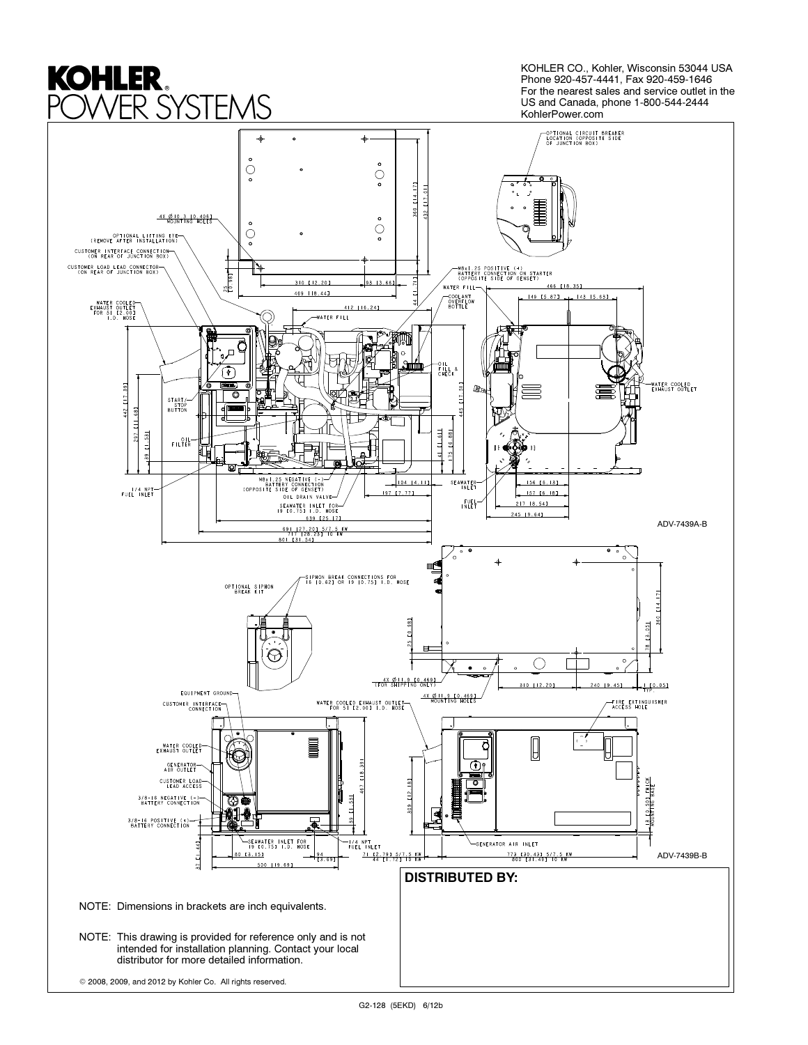# KOHLER POWER SYSTEMS

KOHLER CO., Kohler, Wisconsin 53044 USA
Phone 920-457-4441, Fax 920-459-1646
For the nearest sales and service outlet in the US and Canada, phone 1-800-544-2444
KohlerPower.com

4X Ø10.3 [0.406] MOUNTING HOLES

OPTIONAL LIFTING EYE (REMOVE AFTER INSTALLATION)

CUSTOMER INTERFACE CONNECTION (ON REAR OF JUNCTION BOX)

CUSTOMER LOAD LEAD CONNECTOR (ON REAR OF JUNCTION BOX)

WATER COOLED EXHAUST OUTLET FOR 51 [2.00] I.D. HOSE

START/STOP BUTTON

OIL FILTER

1/4 NPT FUEL INLET

M8x1.25 NEGATIVE (-) BATTERY CONNECTION (OPPOSITE SIDE OF GENSET)

OIL DRAIN VALVE

SEAWATER INLET FOR 19 [0.75] I.D. HOSE

WATER FILL

M8x1.25 POSITIVE (+) BATTERY CONNECTION ON STARTER (OPPOSITE SIDE OF GENSET)

COOLANT OVERFLOW BOTTLE

OIL FILL & CHECK

OPTIONAL CIRCUIT BREAKER LOCATION (OPPOSITE SIDE OF JUNCTION BOX)

WATER COOLED EXHAUST OUTLET

SEAWATER INLET

FUEL INLET

691 [27.20] 5/7.5 kW
717 [28.23] 10 kW
801 [31.54]

ADV-7439A-B

OPTIONAL SIPHON BREAK KIT

SIPHON BREAK CONNECTIONS FOR 16 [0.62] OR 19 [0.75] I.D. HOSE

4X Ø11.9 [0.468] (FOR SHIPPING ONLY)

4X Ø11.9 [0.468] MOUNTING HOLES

EQUIPMENT GROUND

CUSTOMER INTERFACE CONNECTION

WATER COOLED EXHAUST OUTLET

GENERATOR AIR OUTLET

CUSTOMER LOAD LEAD ACCESS

3/8-16 NEGATIVE (-) BATTERY CONNECTION

3/8-16 POSITIVE (+) BATTERY CONNECTION

SEAWATER INLET FOR 19 [0.75] I.D. HOSE

1/4 NPT FUEL INLET

WATER COOLED EXHAUST OUTLET FOR 51 [2.00] I.D. HOSE

FIRE EXTINGUISHER ACCESS HOLE

13 [0.50] THICK MOUNTING BASE

GENERATOR AIR INLET

71 [2.79] 5/7.5 kW
44 [1.72] 10 kW

773 [30.43] 5/7.5 kW
800 [31.49] 10 kW

ADV-7439B-B

**DISTRIBUTED BY:**

NOTE: Dimensions in brackets are inch equivalents.

NOTE: This drawing is provided for reference only and is not intended for installation planning. Contact your local distributor for more detailed information.

© 2008, 2009, and 2012 by Kohler Co. All rights reserved.

G2-128 (5EKD) 6/12b